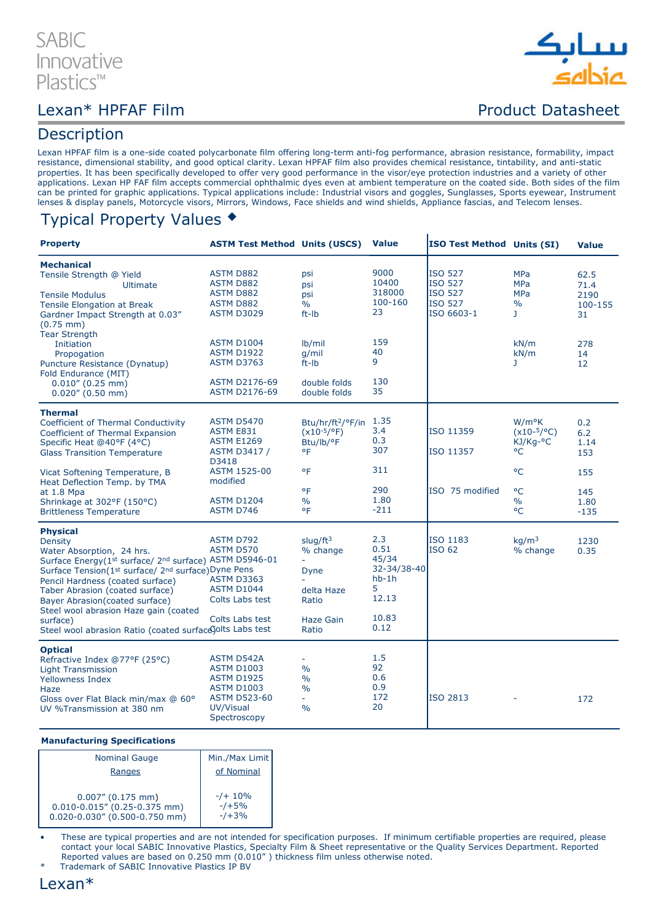SABIC Innovative Plastics™

سابك
sabic

# Lexan* HPFAF Film

Product Datasheet

## Description

Lexan HPFAF film is a one-side coated polycarbonate film offering long-term anti-fog performance, abrasion resistance, formability, impact resistance, dimensional stability, and good optical clarity. Lexan HPFAF film also provides chemical resistance, tintability, and anti-static properties. It has been specifically developed to offer very good performance in the visor/eye protection industries and a variety of other applications. Lexan HP FAF film accepts commercial ophthalmic dyes even at ambient temperature on the coated side. Both sides of the film can be printed for graphic applications. Typical applications include: Industrial visors and goggles, Sunglasses, Sports eyewear, Instrument lenses & display panels, Motorcycle visors, Mirrors, Windows, Face shields and wind shields, Appliance fascias, and Telecom lenses.

## Typical Property Values ◆

| Property | ASTM Test Method | Units (USCS) | Value | ISO Test Method | Units (SI) | Value |
|---|---|---|---|---|---|---|
| **Mechanical** | | | | | | |
| Tensile Strength @ Yield | ASTM D882 | psi | 9000 | ISO 527 | MPa | 62.5 |
| Ultimate | ASTM D882 | psi | 10400 | ISO 527 | MPa | 71.4 |
| Tensile Modulus | ASTM D882 | psi | 318000 | ISO 527 | MPa | 2190 |
| Tensile Elongation at Break | ASTM D882 | % | 100-160 | ISO 527 | % | 100-155 |
| Gardner Impact Strength at 0.03" (0.75 mm) | ASTM D3029 | ft-lb | 23 | ISO 6603-1 | J | 31 |
| Tear Strength | | | | | | |
| Initiation | ASTM D1004 | lb/mil | 159 | | kN/m | 278 |
| Propogation | ASTM D1922 | g/mil | 40 | | kN/m | 14 |
| Puncture Resistance (Dynatup) | ASTM D3763 | ft-lb | 9 | | J | 12 |
| Fold Endurance (MIT) | | | | | | |
| 0.010" (0.25 mm) | ASTM D2176-69 | double folds | 130 | | | |
| 0.020" (0.50 mm) | ASTM D2176-69 | double folds | 35 | | | |
| **Thermal** | | | | | | |
| Coefficient of Thermal Conductivity | ASTM D5470 | Btu/hr/ft²/°F/in | 1.35 | | W/m°K | 0.2 |
| Coefficient of Thermal Expansion | ASTM E831 | ($x10^{-5}$/°F) | 3.4 | ISO 11359 | ($x10^{-5}$/°C) | 6.2 |
| Specific Heat @40°F (4°C) | ASTM E1269 | Btu/lb/°F | 0.3 | | KJ/Kg-°C | 1.14 |
| Glass Transition Temperature | ASTM D3417 / D3418 | °F | 307 | ISO 11357 | °C | 153 |
| Vicat Softening Temperature, B | ASTM 1525-00 | °F | 311 | | °C | 155 |
| Heat Deflection Temp. by TMA at 1.8 Mpa | modified | °F | 290 | ISO 75 modified | °C | 145 |
| Shrinkage at 302°F (150°C) | ASTM D1204 | % | 1.80 | | % | 1.80 |
| Brittleness Temperature | ASTM D746 | °F | -211 | | °C | -135 |
| **Physical** | | | | | | |
| Density | ASTM D792 | slug/ft³ | 2.3 | ISO 1183 | kg/m³ | 1230 |
| Water Absorption, 24 hrs. | ASTM D570 | % change | 0.51 | ISO 62 | % change | 0.35 |
| Surface Energy(1st surface/ 2nd surface) | ASTM D5946-01 | - | 45/34 | | | |
| Surface Tension(1st surface/ 2nd surface) | Dyne Pens | Dyne | 32-34/38-40 | | | |
| Pencil Hardness (coated surface) | ASTM D3363 | - | hb-1h | | | |
| Taber Abrasion (coated surface) | ASTM D1044 | delta Haze | 5 | | | |
| Bayer Abrasion(coated surface) | Colts Labs test | Ratio | 12.13 | | | |
| Steel wool abrasion Haze gain (coated surface) | Colts Labs test | Haze Gain | 10.83 | | | |
| Steel wool abrasion Ratio (coated surface) | Colts Labs test | Ratio | 0.12 | | | |
| **Optical** | | | | | | |
| Refractive Index @77°F (25°C) | ASTM D542A | - | 1.5 | | | |
| Light Transmission | ASTM D1003 | % | 92 | | | |
| Yellowness Index | ASTM D1925 | % | 0.6 | | | |
| Haze | ASTM D1003 | % | 0.9 | | | |
| Gloss over Flat Black min/max @ 60° | ASTM D523-60 | - | 172 | ISO 2813 | - | 172 |
| UV %Transmission at 380 nm | UV/Visual Spectroscopy | % | 20 | | | |

**Manufacturing Specifications**

| Nominal Gauge Ranges | Min./Max Limit of Nominal |
|---|---|
| 0.007" (0.175 mm) | -/+ 10% |
| 0.010-0.015" (0.25-0.375 mm) | -/+5% |
| 0.020-0.030" (0.500-0.750 mm) | -/+3% |

- These are typical properties and are not intended for specification purposes. If minimum certifiable properties are required, please contact your local SABIC Innovative Plastics, Specialty Film & Sheet representative or the Quality Services Department. Reported Reported values are based on 0.250 mm (0.010" ) thickness film unless otherwise noted.

\* Trademark of SABIC Innovative Plastics IP BV

Lexan*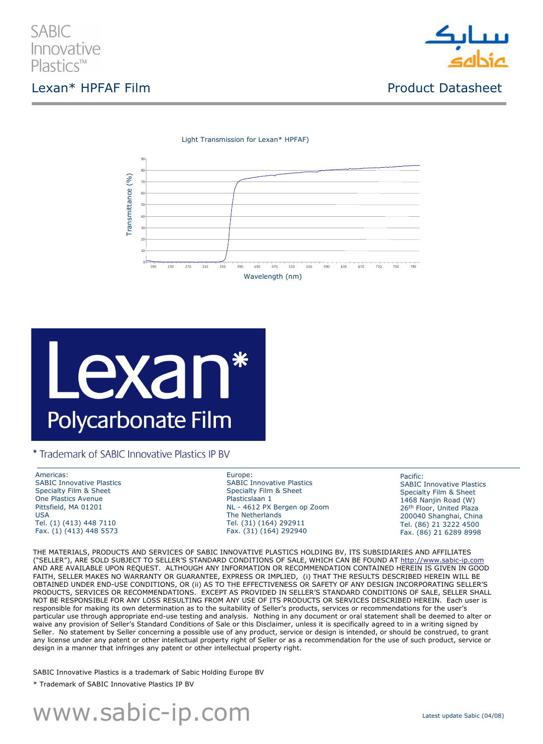Light Transmission for Lexan* HPFAF)

Transmittance (%)

90
80
70
60
50
40
30
20
10
0

190 230 270 310 350 390 430 470 510 550 590 630 670 710 750 790

Wavelength (nm)

Lexan*
Polycarbonate Film

* Trademark of SABIC Innovative Plastics IP BV

Americas:
SABIC Innovative Plastics
Specialty Film & Sheet
One Plastics Avenue
Pittsfield, MA 01201
USA
Tel. (1) (413) 448 7110
Fax. (1) (413) 448 5573

Europe:
SABIC Innovative Plastics
Specialty Film & Sheet
Plasticslaan 1
NL - 4612 PX Bergen op Zoom
The Netherlands
Tel. (31) (164) 292911
Fax. (31) (164) 292940

Pacific:
SABIC Innovative Plastics
Specialty Film & Sheet
1468 Nanjin Road (W)
26th Floor, United Plaza
200040 Shanghai, China
Tel. (86) 21 3222 4500
Fax. (86) 21 6289 8998

THE MATERIALS, PRODUCTS AND SERVICES OF SABIC INNOVATIVE PLASTICS HOLDING BV, ITS SUBSIDIARIES AND AFFILIATES ("SELLER"), ARE SOLD SUBJECT TO SELLER'S STANDARD CONDITIONS OF SALE, WHICH CAN BE FOUND AT http://www.sabic-ip.com AND ARE AVAILABLE UPON REQUEST. ALTHOUGH ANY INFORMATION OR RECOMMENDATION CONTAINED HEREIN IS GIVEN IN GOOD FAITH, SELLER MAKES NO WARRANTY OR GUARANTEE, EXPRESS OR IMPLIED, (i) THAT THE RESULTS DESCRIBED HEREIN WILL BE OBTAINED UNDER END-USE CONDITIONS, OR (ii) AS TO THE EFFECTIVENESS OR SAFETY OF ANY DESIGN INCORPORATING SELLER'S PRODUCTS, SERVICES OR RECOMMENDATIONS. EXCEPT AS PROVIDED IN SELLER'S STANDARD CONDITIONS OF SALE, SELLER SHALL NOT BE RESPONSIBLE FOR ANY LOSS RESULTING FROM ANY USE OF ITS PRODUCTS OR SERVICES DESCRIBED HEREIN. Each user is responsible for making its own determination as to the suitability of Seller's products, services or recommendations for the user's particular use through appropriate end-use testing and analysis. Nothing in any document or oral statement shall be deemed to alter or waive any provision of Seller's Standard Conditions of Sale or this Disclaimer, unless it is specifically agreed to in a writing signed by Seller. No statement by Seller concerning a possible use of any product, service or design is intended, or should be construed, to grant any license under any patent or other intellectual property right of Seller or as a recommendation for the use of such product, service or design in a manner that infringes any patent or other intellectual property right.

SABIC Innovative Plastics is a trademark of Sabic Holding Europe BV

* Trademark of SABIC Innovative Plastics IP BV

www.sabic-ip.com

Latest update Sabic (04/08)